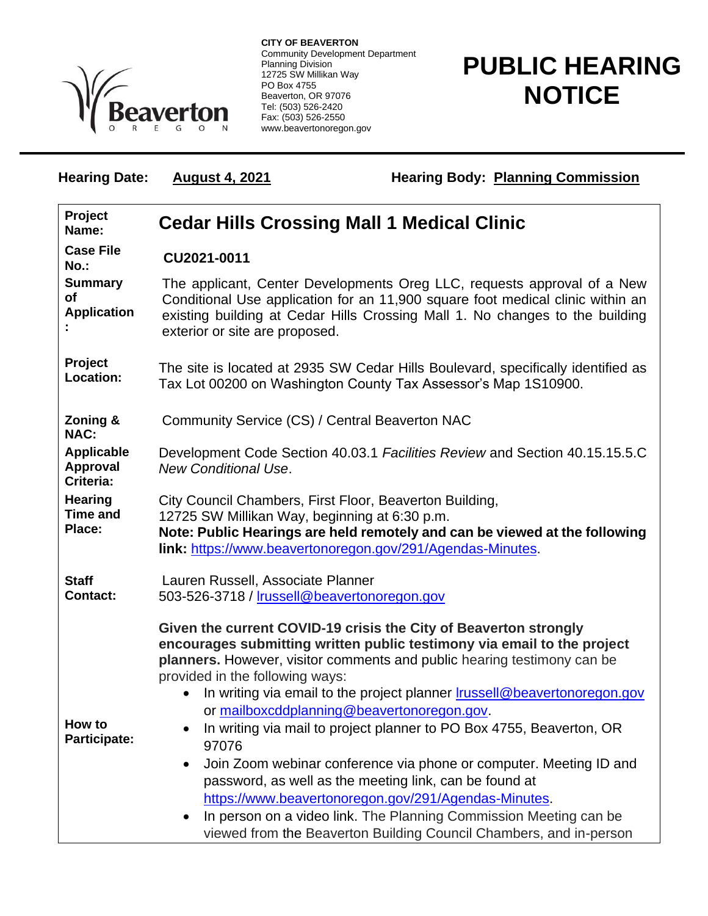Beaverton
OREGON

**CITY OF BEAVERTON**
Community Development Department
Planning Division
12725 SW Millikan Way
PO Box 4755
Beaverton, OR 97076
Tel: (503) 526-2420
Fax: (503) 526-2550
www.beavertonoregon.gov

# PUBLIC HEARING NOTICE

**Hearing Date:** **August 4, 2021** **Hearing Body:** **Planning Commission**

| | |
|---|---|
| **Project Name:** | **Cedar Hills Crossing Mall 1 Medical Clinic** |
| **Case File No.:** | **CU2021-0011** |
| **Summary of Application:** | The applicant, Center Developments Oreg LLC, requests approval of a New Conditional Use application for an 11,900 square foot medical clinic within an existing building at Cedar Hills Crossing Mall 1. No changes to the building exterior or site are proposed. |
| **Project Location:** | The site is located at 2935 SW Cedar Hills Boulevard, specifically identified as Tax Lot 00200 on Washington County Tax Assessor's Map 1S10900. |
| **Zoning & NAC:** | Community Service (CS) / Central Beaverton NAC |
| **Applicable Approval Criteria:** | Development Code Section 40.03.1 *Facilities Review* and Section 40.15.15.5.C *New Conditional Use*. |
| **Hearing Time and Place:** | City Council Chambers, First Floor, Beaverton Building, 12725 SW Millikan Way, beginning at 6:30 p.m. **Note: Public Hearings are held remotely and can be viewed at the following link:** https://www.beavertonoregon.gov/291/Agendas-Minutes. |
| **Staff Contact:** | Lauren Russell, Associate Planner 503-526-3718 / lrussell@beavertonoregon.gov |
| **How to Participate:** | **Given the current COVID-19 crisis the City of Beaverton strongly encourages submitting written public testimony via email to the project planners.** However, visitor comments and public hearing testimony can be provided in the following ways: <br>• In writing via email to the project planner lrussell@beavertonoregon.gov or mailboxcddplanning@beavertonoregon.gov. <br>• In writing via mail to project planner to PO Box 4755, Beaverton, OR 97076 <br>• Join Zoom webinar conference via phone or computer. Meeting ID and password, as well as the meeting link, can be found at https://www.beavertonoregon.gov/291/Agendas-Minutes. <br>• In person on a video link. The Planning Commission Meeting can be viewed from the Beaverton Building Council Chambers, and in-person |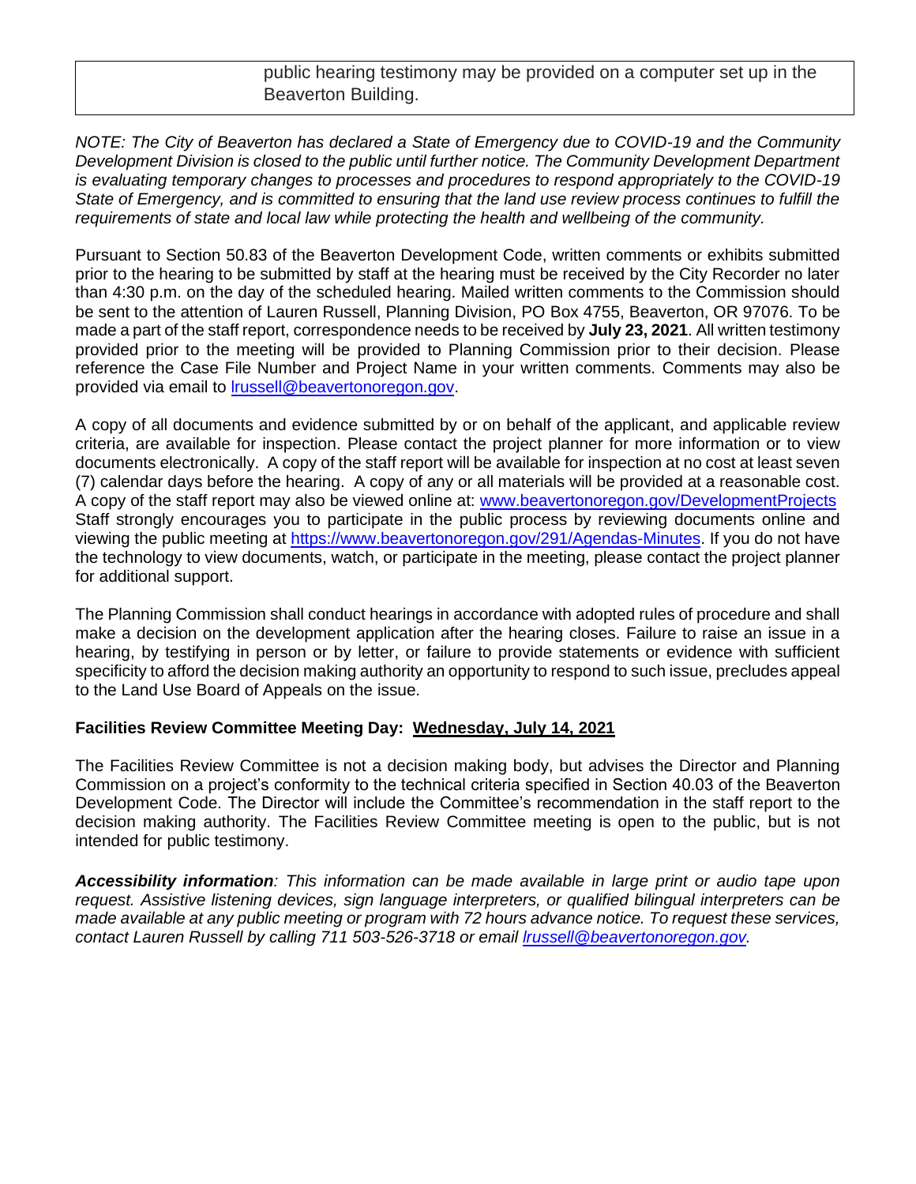| | public hearing testimony may be provided on a computer set up in the Beaverton Building. |
|---|---|

*NOTE: The City of Beaverton has declared a State of Emergency due to COVID-19 and the Community Development Division is closed to the public until further notice. The Community Development Department is evaluating temporary changes to processes and procedures to respond appropriately to the COVID-19 State of Emergency, and is committed to ensuring that the land use review process continues to fulfill the requirements of state and local law while protecting the health and wellbeing of the community.*

Pursuant to Section 50.83 of the Beaverton Development Code, written comments or exhibits submitted prior to the hearing to be submitted by staff at the hearing must be received by the City Recorder no later than 4:30 p.m. on the day of the scheduled hearing. Mailed written comments to the Commission should be sent to the attention of Lauren Russell, Planning Division, PO Box 4755, Beaverton, OR 97076. To be made a part of the staff report, correspondence needs to be received by **July 23, 2021**. All written testimony provided prior to the meeting will be provided to Planning Commission prior to their decision. Please reference the Case File Number and Project Name in your written comments. Comments may also be provided via email to lrussell@beavertonoregon.gov.

A copy of all documents and evidence submitted by or on behalf of the applicant, and applicable review criteria, are available for inspection. Please contact the project planner for more information or to view documents electronically. A copy of the staff report will be available for inspection at no cost at least seven (7) calendar days before the hearing. A copy of any or all materials will be provided at a reasonable cost. A copy of the staff report may also be viewed online at: www.beavertonoregon.gov/DevelopmentProjects Staff strongly encourages you to participate in the public process by reviewing documents online and viewing the public meeting at https://www.beavertonoregon.gov/291/Agendas-Minutes. If you do not have the technology to view documents, watch, or participate in the meeting, please contact the project planner for additional support.

The Planning Commission shall conduct hearings in accordance with adopted rules of procedure and shall make a decision on the development application after the hearing closes. Failure to raise an issue in a hearing, by testifying in person or by letter, or failure to provide statements or evidence with sufficient specificity to afford the decision making authority an opportunity to respond to such issue, precludes appeal to the Land Use Board of Appeals on the issue.

**Facilities Review Committee Meeting Day: <u>Wednesday, July 14, 2021</u>**

The Facilities Review Committee is not a decision making body, but advises the Director and Planning Commission on a project's conformity to the technical criteria specified in Section 40.03 of the Beaverton Development Code. The Director will include the Committee's recommendation in the staff report to the decision making authority. The Facilities Review Committee meeting is open to the public, but is not intended for public testimony.

***Accessibility information****: This information can be made available in large print or audio tape upon request. Assistive listening devices, sign language interpreters, or qualified bilingual interpreters can be made available at any public meeting or program with 72 hours advance notice. To request these services, contact Lauren Russell by calling 711 503-526-3718 or email lrussell@beavertonoregon.gov.*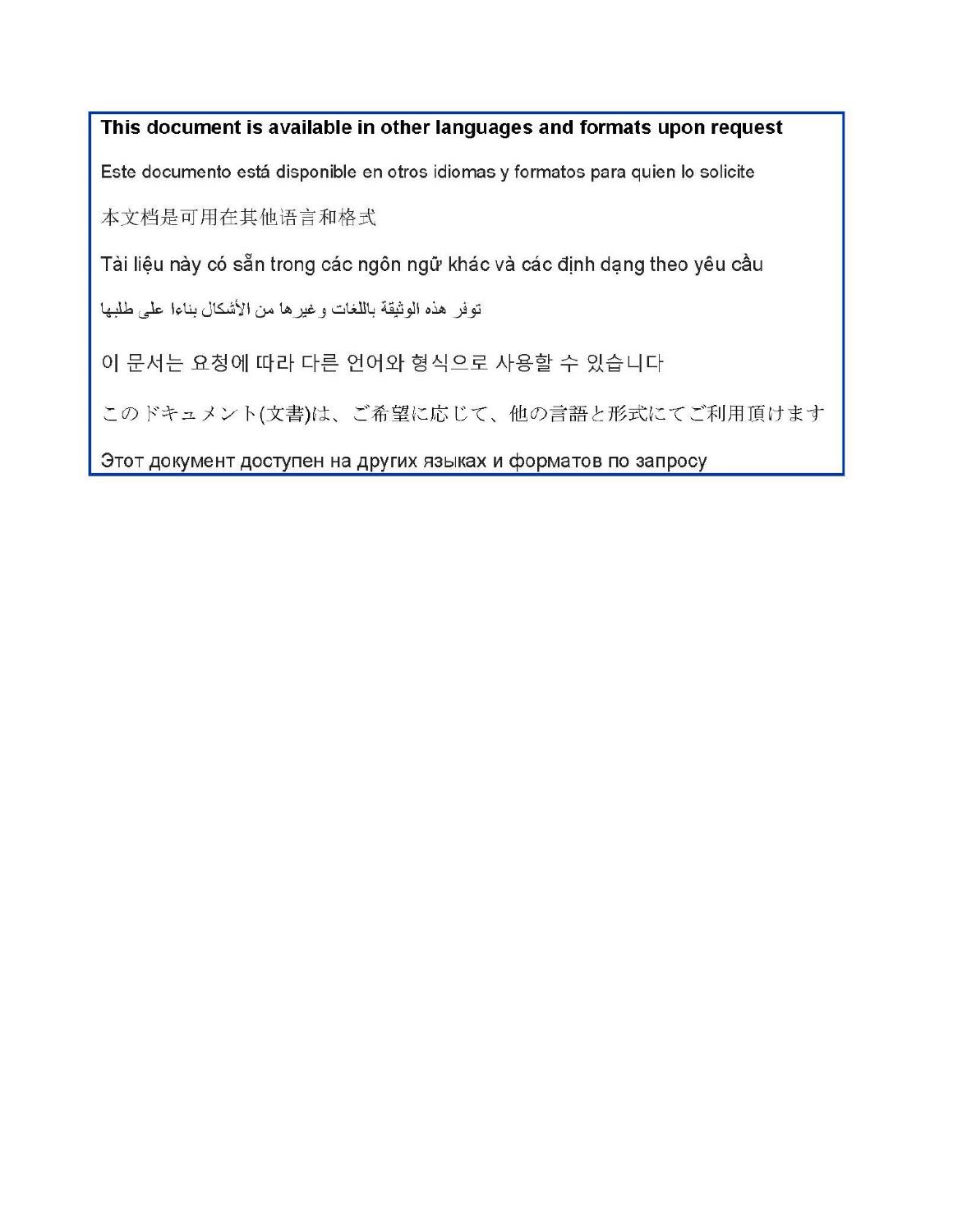**This document is available in other languages and formats upon request**

Este documento está disponible en otros idiomas y formatos para quien lo solicite

本文档是可用在其他语言和格式

Tài liệu này có sẵn trong các ngôn ngữ khác và các định dạng theo yêu cầu

توفر هذه الوثيقة باللغات وغيرها من الأشكال بناءا على طلبها

이 문서는 요청에 따라 다른 언어와 형식으로 사용할 수 있습니다

このドキュメント(文書)は、ご希望に応じて、他の言語と形式にてご利用頂けます

Этот документ доступен на других языках и форматов по запросу